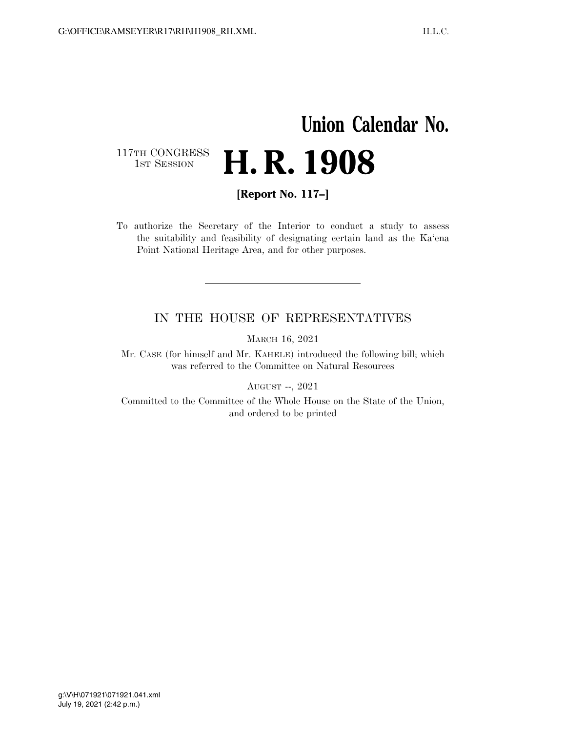# Union Calendar No.

117TH CONGRESS
1ST SESSION

# H. R. 1908

**[Report No. 117–]**

To authorize the Secretary of the Interior to conduct a study to assess the suitability and feasibility of designating certain land as the Ka'ena Point National Heritage Area, and for other purposes.

---

IN THE HOUSE OF REPRESENTATIVES

MARCH 16, 2021

Mr. CASE (for himself and Mr. KAHELE) introduced the following bill; which was referred to the Committee on Natural Resources

AUGUST --, 2021

Committed to the Committee of the Whole House on the State of the Union, and ordered to be printed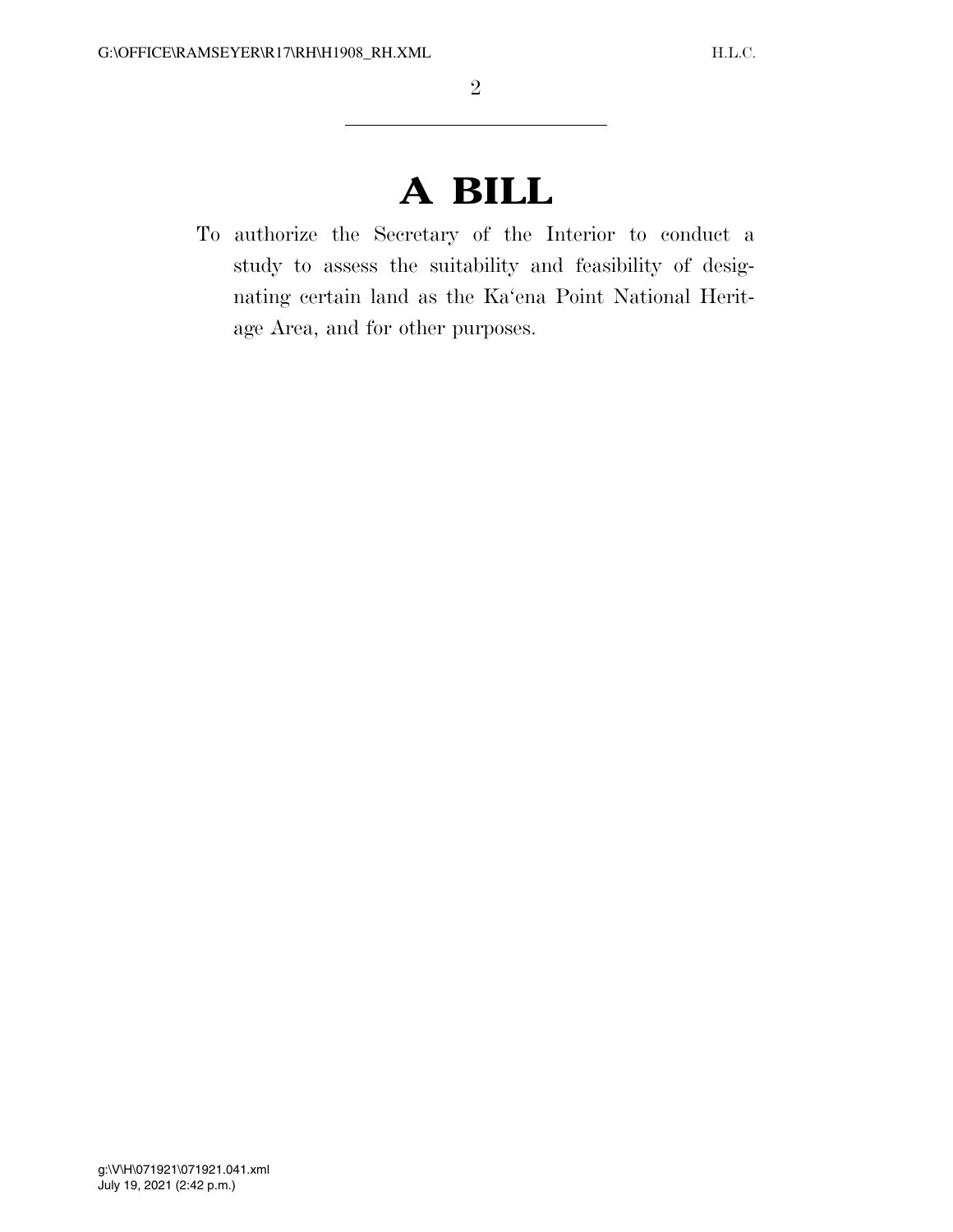# A BILL

To authorize the Secretary of the Interior to conduct a study to assess the suitability and feasibility of designating certain land as the Ka'ena Point National Heritage Area, and for other purposes.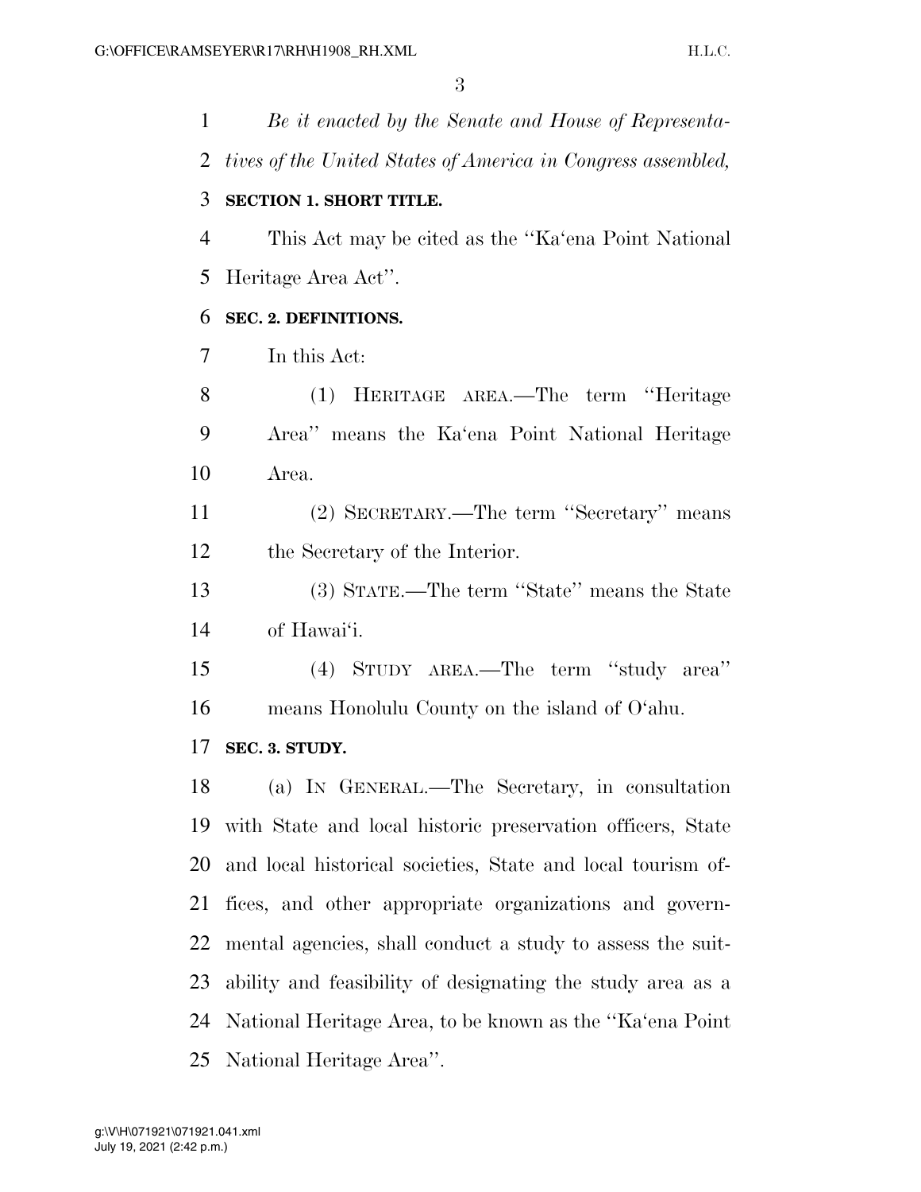*Be it enacted by the Senate and House of Representatives of the United States of America in Congress assembled,*

**SECTION 1. SHORT TITLE.**

This Act may be cited as the ''Ka'ena Point National Heritage Area Act''.

**SEC. 2. DEFINITIONS.**

In this Act:

(1) HERITAGE AREA.—The term ''Heritage Area'' means the Ka'ena Point National Heritage Area.

(2) SECRETARY.—The term ''Secretary'' means the Secretary of the Interior.

(3) STATE.—The term ''State'' means the State of Hawai'i.

(4) STUDY AREA.—The term ''study area'' means Honolulu County on the island of O'ahu.

**SEC. 3. STUDY.**

(a) IN GENERAL.—The Secretary, in consultation with State and local historic preservation officers, State and local historical societies, State and local tourism offices, and other appropriate organizations and governmental agencies, shall conduct a study to assess the suitability and feasibility of designating the study area as a National Heritage Area, to be known as the ''Ka'ena Point National Heritage Area''.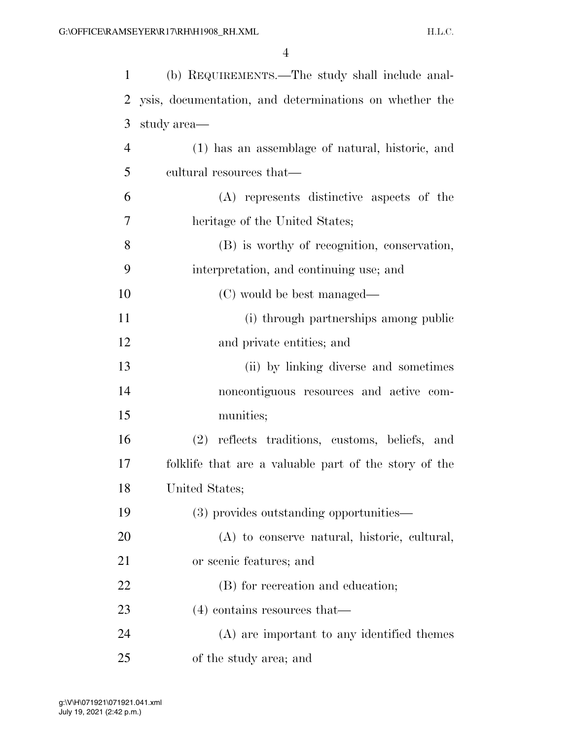(b) REQUIREMENTS.—The study shall include analysis, documentation, and determinations on whether the study area—

(1) has an assemblage of natural, historic, and cultural resources that—

(A) represents distinctive aspects of the heritage of the United States;

(B) is worthy of recognition, conservation, interpretation, and continuing use; and

(C) would be best managed—

(i) through partnerships among public and private entities; and

(ii) by linking diverse and sometimes noncontiguous resources and active communities;

(2) reflects traditions, customs, beliefs, and folklife that are a valuable part of the story of the United States;

(3) provides outstanding opportunities—

(A) to conserve natural, historic, cultural, or scenic features; and

(B) for recreation and education;

(4) contains resources that—

(A) are important to any identified themes of the study area; and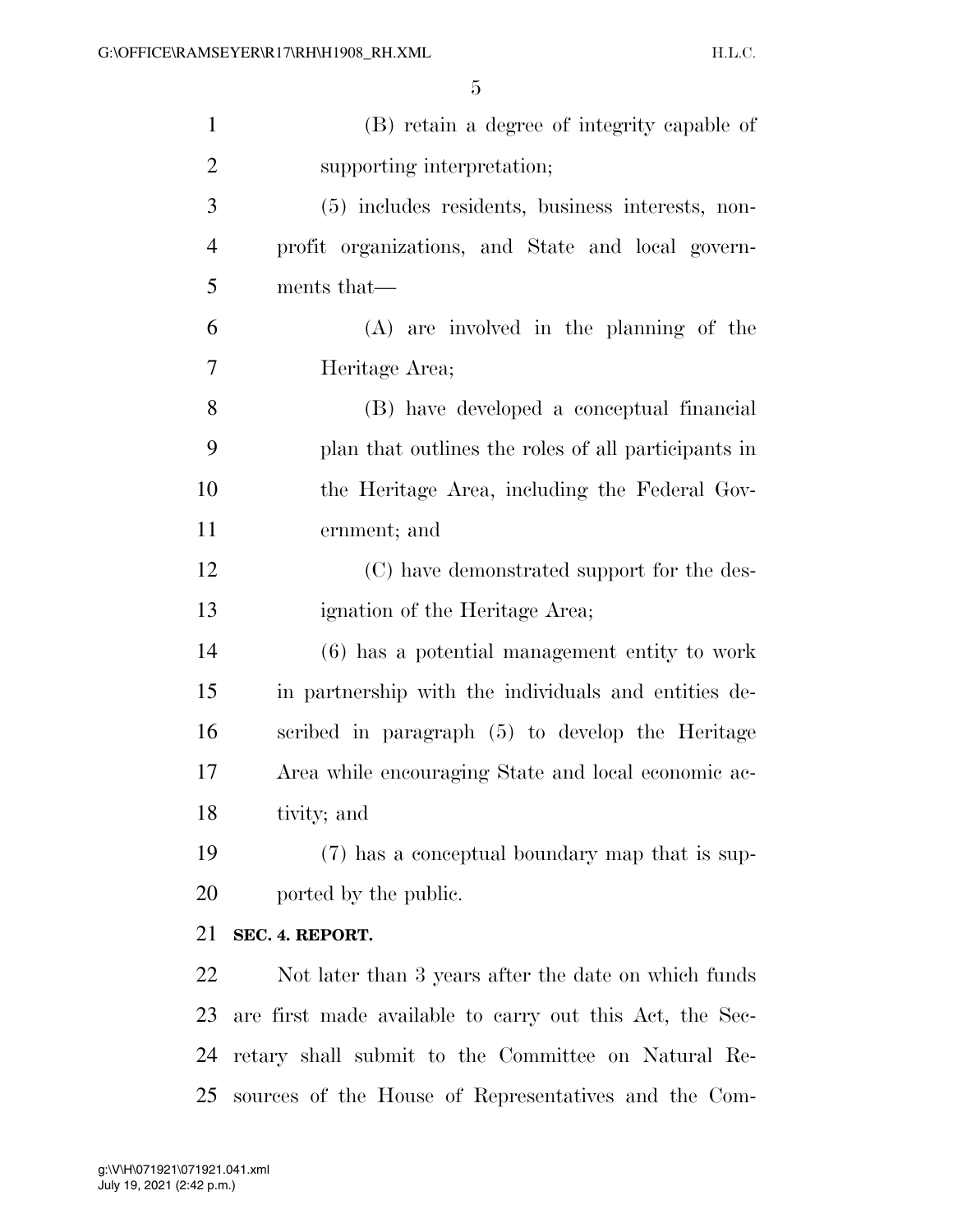(B) retain a degree of integrity capable of supporting interpretation;

(5) includes residents, business interests, nonprofit organizations, and State and local governments that—

(A) are involved in the planning of the Heritage Area;

(B) have developed a conceptual financial plan that outlines the roles of all participants in the Heritage Area, including the Federal Government; and

(C) have demonstrated support for the designation of the Heritage Area;

(6) has a potential management entity to work in partnership with the individuals and entities described in paragraph (5) to develop the Heritage Area while encouraging State and local economic activity; and

(7) has a conceptual boundary map that is supported by the public.

**SEC. 4. REPORT.**

Not later than 3 years after the date on which funds are first made available to carry out this Act, the Secretary shall submit to the Committee on Natural Resources of the House of Representatives and the Com-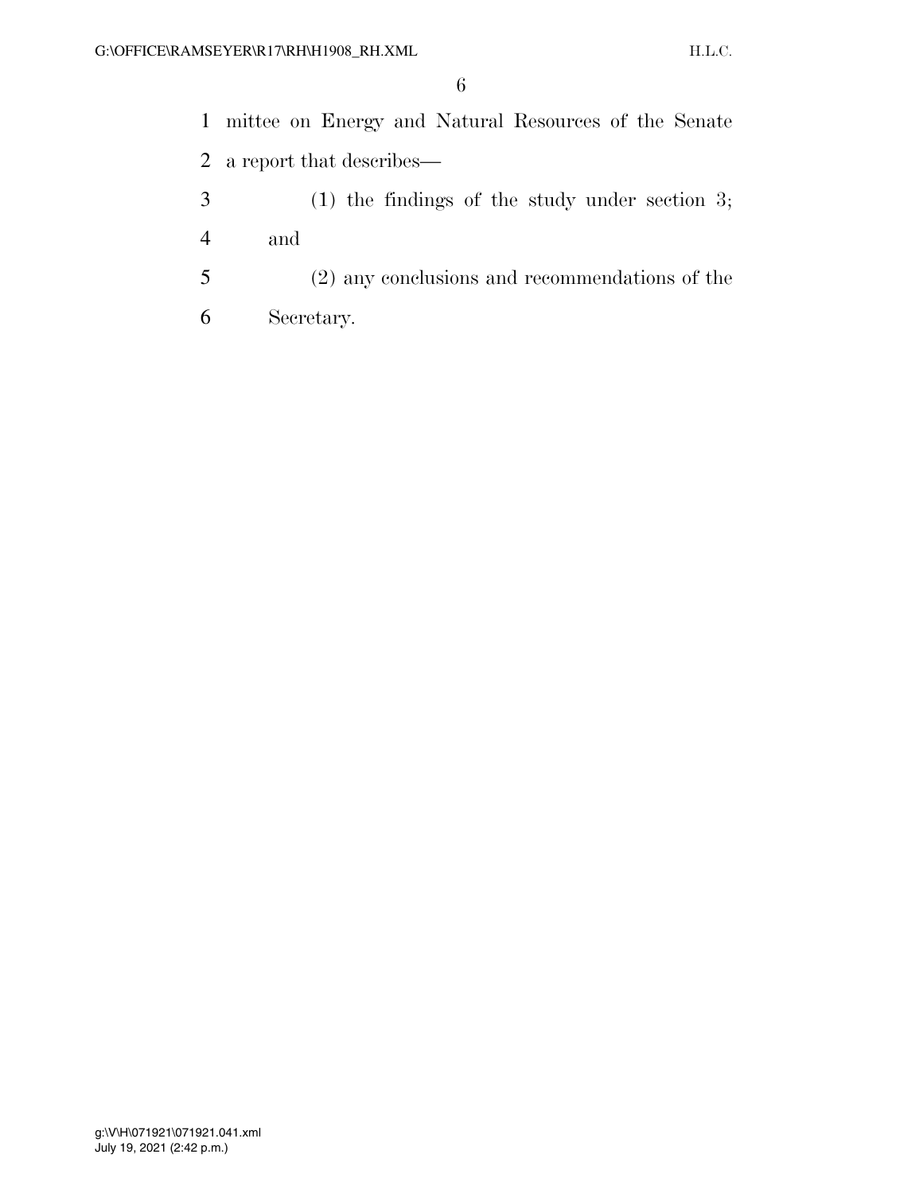mittee on Energy and Natural Resources of the Senate a report that describes—

(1) the findings of the study under section 3; and

(2) any conclusions and recommendations of the Secretary.